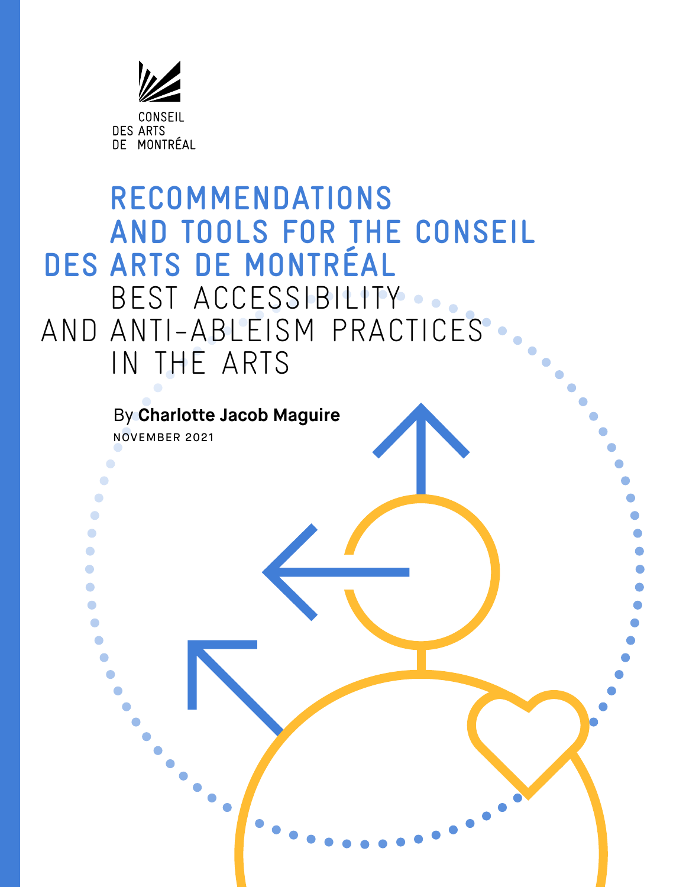CONSEIL DES ARTS DE MONTRÉAL

# RECOMMENDATIONS AND TOOLS FOR THE CONSEIL DES ARTS DE MONTRÉAL

## BEST ACCESSIBILITY AND ANTI-ABLEISM PRACTICES IN THE ARTS

By **Charlotte Jacob Maguire**

NOVEMBER 2021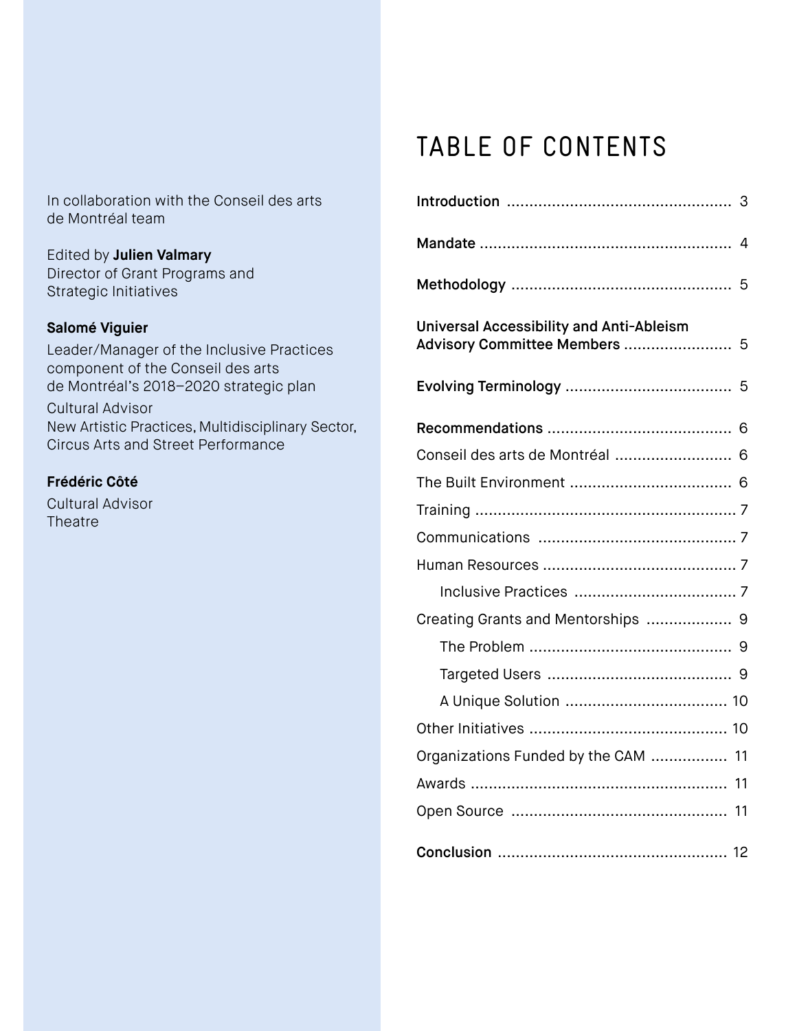In collaboration with the Conseil des arts de Montréal team

Edited by **Julien Valmary**
Director of Grant Programs and Strategic Initiatives

**Salomé Viguier**
Leader/Manager of the Inclusive Practices component of the Conseil des arts de Montréal's 2018–2020 strategic plan
Cultural Advisor
New Artistic Practices, Multidisciplinary Sector, Circus Arts and Street Performance

**Frédéric Côté**
Cultural Advisor
Theatre

# TABLE OF CONTENTS

**Introduction** ................................................ 3

**Mandate** ...................................................... 4

**Methodology** ............................................... 5

**Universal Accessibility and Anti-Ableism Advisory Committee Members** ....................... 5

**Evolving Terminology** ................................... 5

**Recommendations** ........................................ 6

Conseil des arts de Montréal ......................... 6

The Built Environment .................................. 6

Training ......................................................... 7

Communications ........................................... 7

Human Resources .......................................... 7

- Inclusive Practices ................................... 7

Creating Grants and Mentorships .................. 9

- The Problem ............................................ 9
- Targeted Users ........................................ 9
- A Unique Solution ................................... 10

Other Initiatives ........................................... 10

Organizations Funded by the CAM ................ 11

Awards ........................................................ 11

Open Source ............................................... 11

**Conclusion** .................................................. 12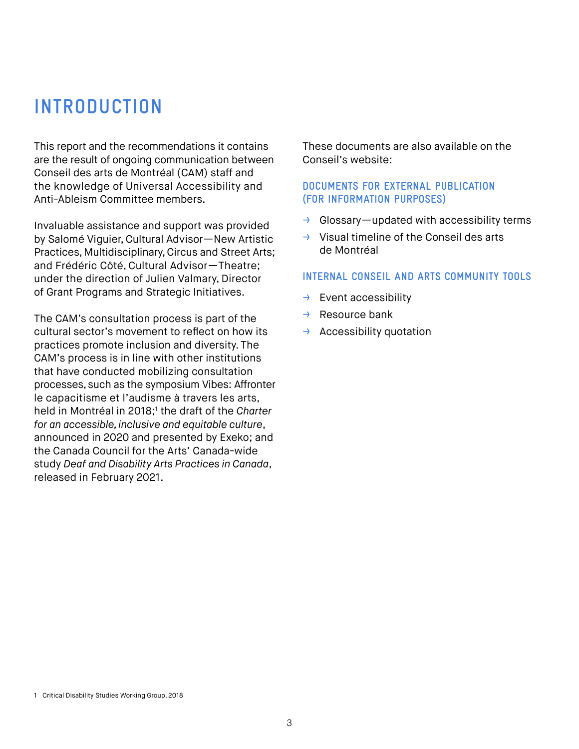# INTRODUCTION

This report and the recommendations it contains are the result of ongoing communication between Conseil des arts de Montréal (CAM) staff and the knowledge of Universal Accessibility and Anti-Ableism Committee members.

Invaluable assistance and support was provided by Salomé Viguier, Cultural Advisor—New Artistic Practices, Multidisciplinary, Circus and Street Arts; and Frédéric Côté, Cultural Advisor—Theatre; under the direction of Julien Valmary, Director of Grant Programs and Strategic Initiatives.

The CAM's consultation process is part of the cultural sector's movement to reflect on how its practices promote inclusion and diversity. The CAM's process is in line with other institutions that have conducted mobilizing consultation processes, such as the symposium Vibes: Affronter le capacitisme et l'audisme à travers les arts, held in Montréal in 2018;[1] the draft of the *Charter for an accessible, inclusive and equitable culture*, announced in 2020 and presented by Exeko; and the Canada Council for the Arts' Canada-wide study *Deaf and Disability Arts Practices in Canada*, released in February 2021.

These documents are also available on the Conseil's website:

### DOCUMENTS FOR EXTERNAL PUBLICATION (FOR INFORMATION PURPOSES)

- Glossary—updated with accessibility terms
- Visual timeline of the Conseil des arts de Montréal

### INTERNAL CONSEIL AND ARTS COMMUNITY TOOLS

- Event accessibility
- Resource bank
- Accessibility quotation

1 Critical Disability Studies Working Group, 2018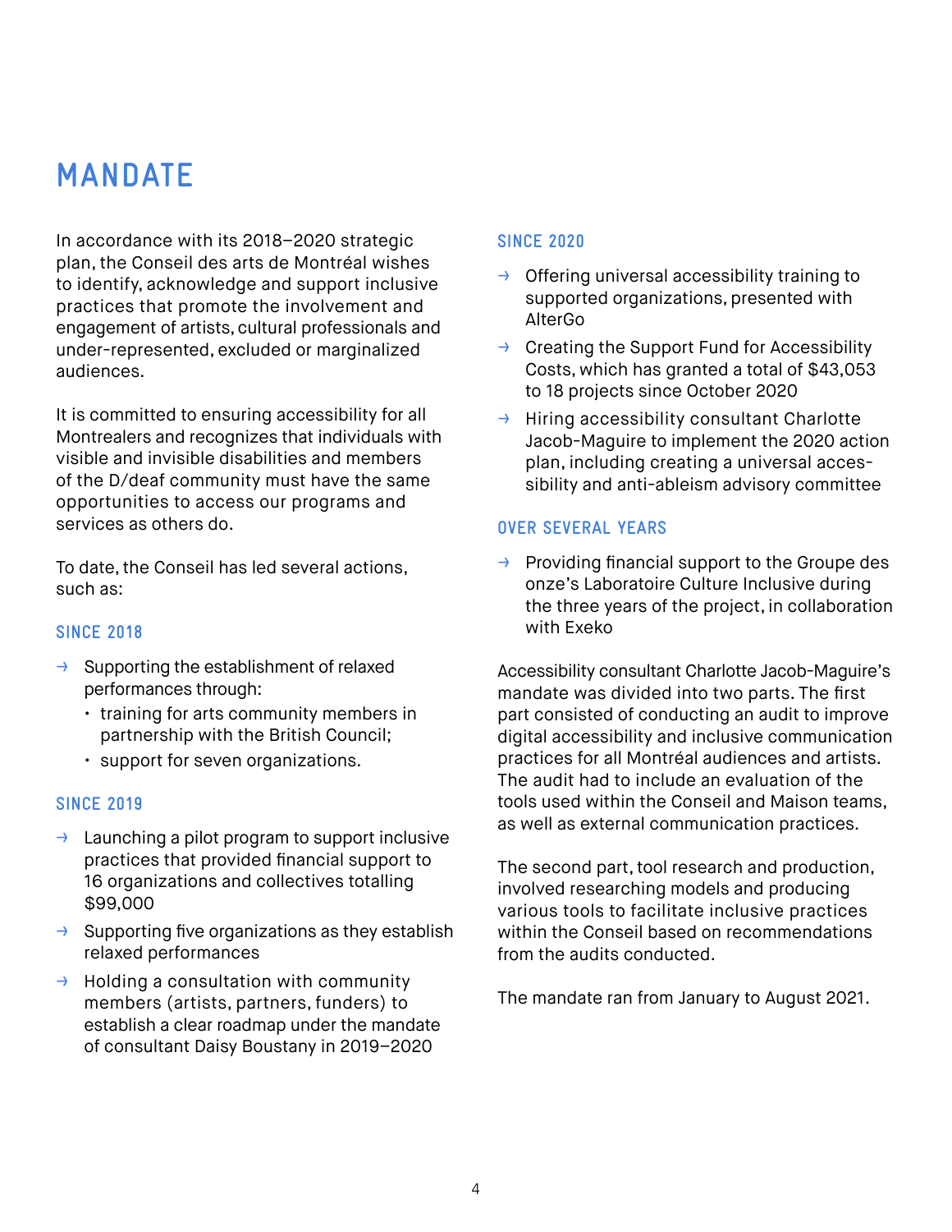# MANDATE

In accordance with its 2018–2020 strategic plan, the Conseil des arts de Montréal wishes to identify, acknowledge and support inclusive practices that promote the involvement and engagement of artists, cultural professionals and under-represented, excluded or marginalized audiences.

It is committed to ensuring accessibility for all Montrealers and recognizes that individuals with visible and invisible disabilities and members of the D/deaf community must have the same opportunities to access our programs and services as others do.

To date, the Conseil has led several actions, such as:

### SINCE 2018

- Supporting the establishment of relaxed performances through:
  - training for arts community members in partnership with the British Council;
  - support for seven organizations.

### SINCE 2019

- Launching a pilot program to support inclusive practices that provided financial support to 16 organizations and collectives totalling $99,000
- Supporting five organizations as they establish relaxed performances
- Holding a consultation with community members (artists, partners, funders) to establish a clear roadmap under the mandate of consultant Daisy Boustany in 2019–2020

### SINCE 2020

- Offering universal accessibility training to supported organizations, presented with AlterGo
- Creating the Support Fund for Accessibility Costs, which has granted a total of $43,053 to 18 projects since October 2020
- Hiring accessibility consultant Charlotte Jacob-Maguire to implement the 2020 action plan, including creating a universal accessibility and anti-ableism advisory committee

### OVER SEVERAL YEARS

- Providing financial support to the Groupe des onze's Laboratoire Culture Inclusive during the three years of the project, in collaboration with Exeko

Accessibility consultant Charlotte Jacob-Maguire's mandate was divided into two parts. The first part consisted of conducting an audit to improve digital accessibility and inclusive communication practices for all Montréal audiences and artists. The audit had to include an evaluation of the tools used within the Conseil and Maison teams, as well as external communication practices.

The second part, tool research and production, involved researching models and producing various tools to facilitate inclusive practices within the Conseil based on recommendations from the audits conducted.

The mandate ran from January to August 2021.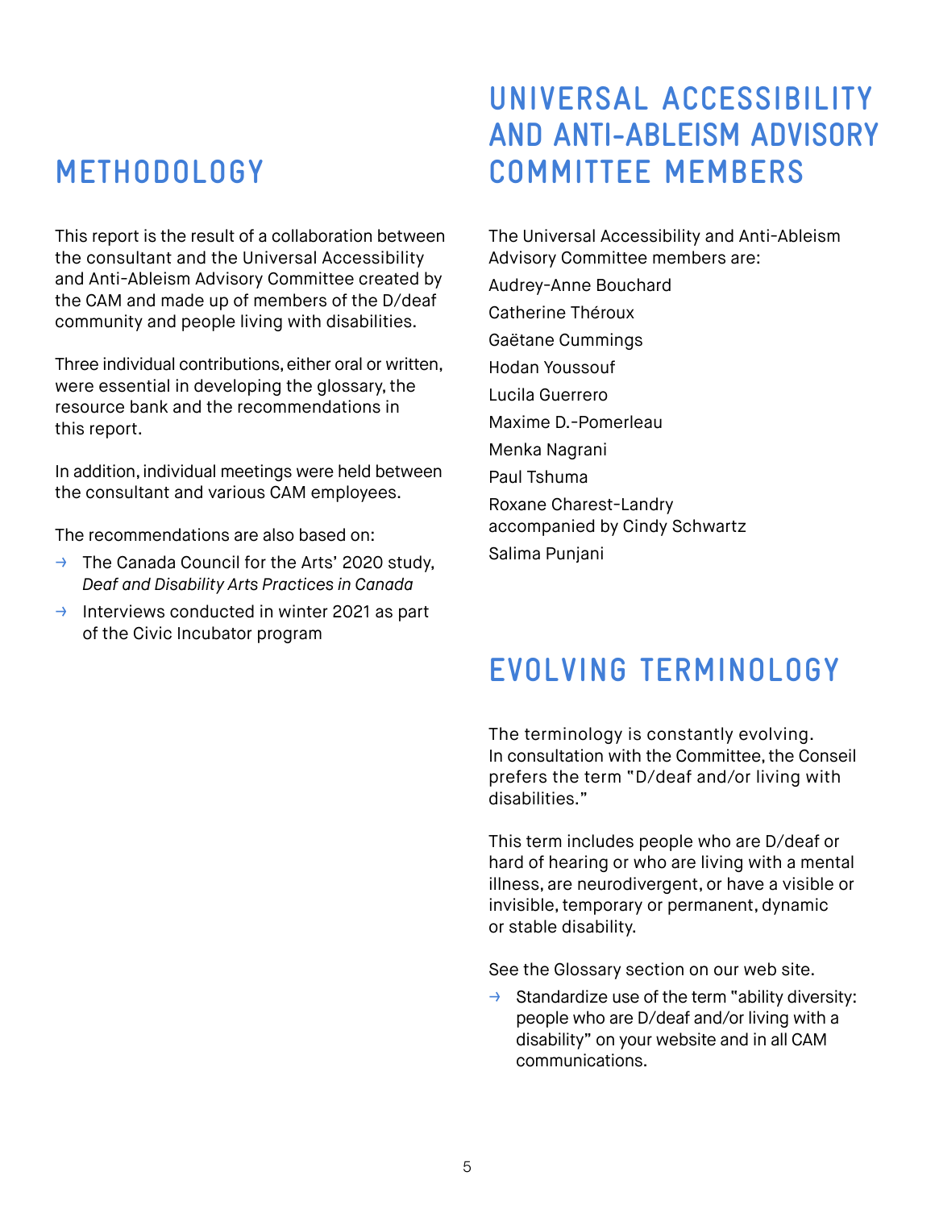## METHODOLOGY

This report is the result of a collaboration between the consultant and the Universal Accessibility and Anti-Ableism Advisory Committee created by the CAM and made up of members of the D/deaf community and people living with disabilities.

Three individual contributions, either oral or written, were essential in developing the glossary, the resource bank and the recommendations in this report.

In addition, individual meetings were held between the consultant and various CAM employees.

The recommendations are also based on:

- → The Canada Council for the Arts' 2020 study, *Deaf and Disability Arts Practices in Canada*
- → Interviews conducted in winter 2021 as part of the Civic Incubator program

## UNIVERSAL ACCESSIBILITY AND ANTI-ABLEISM ADVISORY COMMITTEE MEMBERS

The Universal Accessibility and Anti-Ableism Advisory Committee members are:

Audrey-Anne Bouchard

Catherine Théroux

Gaëtane Cummings

Hodan Youssouf

Lucila Guerrero

Maxime D.-Pomerleau

Menka Nagrani

Paul Tshuma

Roxane Charest-Landry
accompanied by Cindy Schwartz

Salima Punjani

## EVOLVING TERMINOLOGY

The terminology is constantly evolving. In consultation with the Committee, the Conseil prefers the term "D/deaf and/or living with disabilities."

This term includes people who are D/deaf or hard of hearing or who are living with a mental illness, are neurodivergent, or have a visible or invisible, temporary or permanent, dynamic or stable disability.

See the Glossary section on our web site.

- → Standardize use of the term "ability diversity: people who are D/deaf and/or living with a disability" on your website and in all CAM communications.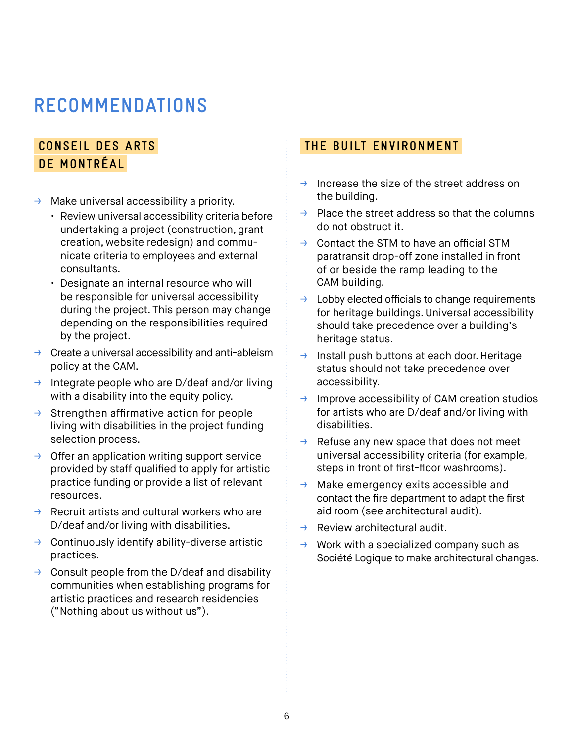# RECOMMENDATIONS

## CONSEIL DES ARTS DE MONTRÉAL

- Make universal accessibility a priority.
  - Review universal accessibility criteria before undertaking a project (construction, grant creation, website redesign) and communicate criteria to employees and external consultants.
  - Designate an internal resource who will be responsible for universal accessibility during the project. This person may change depending on the responsibilities required by the project.
- Create a universal accessibility and anti-ableism policy at the CAM.
- Integrate people who are D/deaf and/or living with a disability into the equity policy.
- Strengthen affirmative action for people living with disabilities in the project funding selection process.
- Offer an application writing support service provided by staff qualified to apply for artistic practice funding or provide a list of relevant resources.
- Recruit artists and cultural workers who are D/deaf and/or living with disabilities.
- Continuously identify ability-diverse artistic practices.
- Consult people from the D/deaf and disability communities when establishing programs for artistic practices and research residencies ("Nothing about us without us").

## THE BUILT ENVIRONMENT

- Increase the size of the street address on the building.
- Place the street address so that the columns do not obstruct it.
- Contact the STM to have an official STM paratransit drop-off zone installed in front of or beside the ramp leading to the CAM building.
- Lobby elected officials to change requirements for heritage buildings. Universal accessibility should take precedence over a building's heritage status.
- Install push buttons at each door. Heritage status should not take precedence over accessibility.
- Improve accessibility of CAM creation studios for artists who are D/deaf and/or living with disabilities.
- Refuse any new space that does not meet universal accessibility criteria (for example, steps in front of first-floor washrooms).
- Make emergency exits accessible and contact the fire department to adapt the first aid room (see architectural audit).
- Review architectural audit.
- Work with a specialized company such as Société Logique to make architectural changes.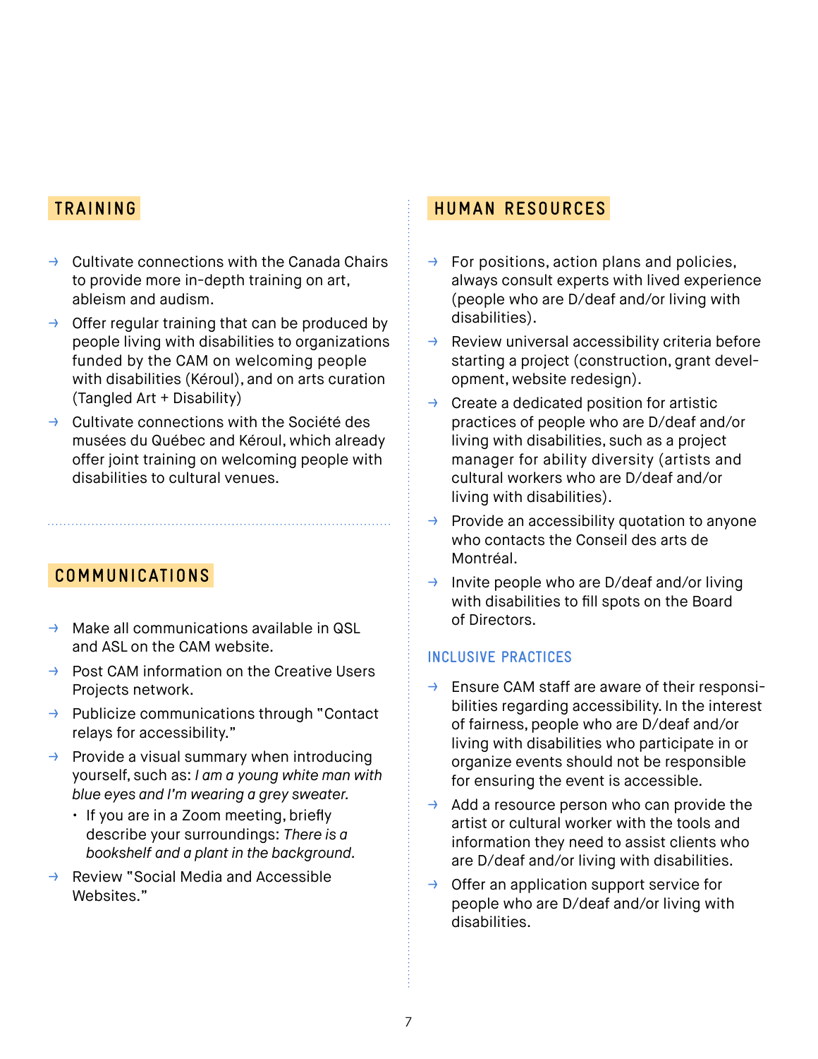## TRAINING

- Cultivate connections with the Canada Chairs to provide more in-depth training on art, ableism and audism.
- Offer regular training that can be produced by people living with disabilities to organizations funded by the CAM on welcoming people with disabilities (Kéroul), and on arts curation (Tangled Art + Disability)
- Cultivate connections with the Société des musées du Québec and Kéroul, which already offer joint training on welcoming people with disabilities to cultural venues.

## COMMUNICATIONS

- Make all communications available in QSL and ASL on the CAM website.
- Post CAM information on the Creative Users Projects network.
- Publicize communications through "Contact relays for accessibility."
- Provide a visual summary when introducing yourself, such as: *I am a young white man with blue eyes and I'm wearing a grey sweater.*
  - If you are in a Zoom meeting, briefly describe your surroundings: *There is a bookshelf and a plant in the background.*
- Review "Social Media and Accessible Websites."

## HUMAN RESOURCES

- For positions, action plans and policies, always consult experts with lived experience (people who are D/deaf and/or living with disabilities).
- Review universal accessibility criteria before starting a project (construction, grant development, website redesign).
- Create a dedicated position for artistic practices of people who are D/deaf and/or living with disabilities, such as a project manager for ability diversity (artists and cultural workers who are D/deaf and/or living with disabilities).
- Provide an accessibility quotation to anyone who contacts the Conseil des arts de Montréal.
- Invite people who are D/deaf and/or living with disabilities to fill spots on the Board of Directors.

### INCLUSIVE PRACTICES

- Ensure CAM staff are aware of their responsibilities regarding accessibility. In the interest of fairness, people who are D/deaf and/or living with disabilities who participate in or organize events should not be responsible for ensuring the event is accessible.
- Add a resource person who can provide the artist or cultural worker with the tools and information they need to assist clients who are D/deaf and/or living with disabilities.
- Offer an application support service for people who are D/deaf and/or living with disabilities.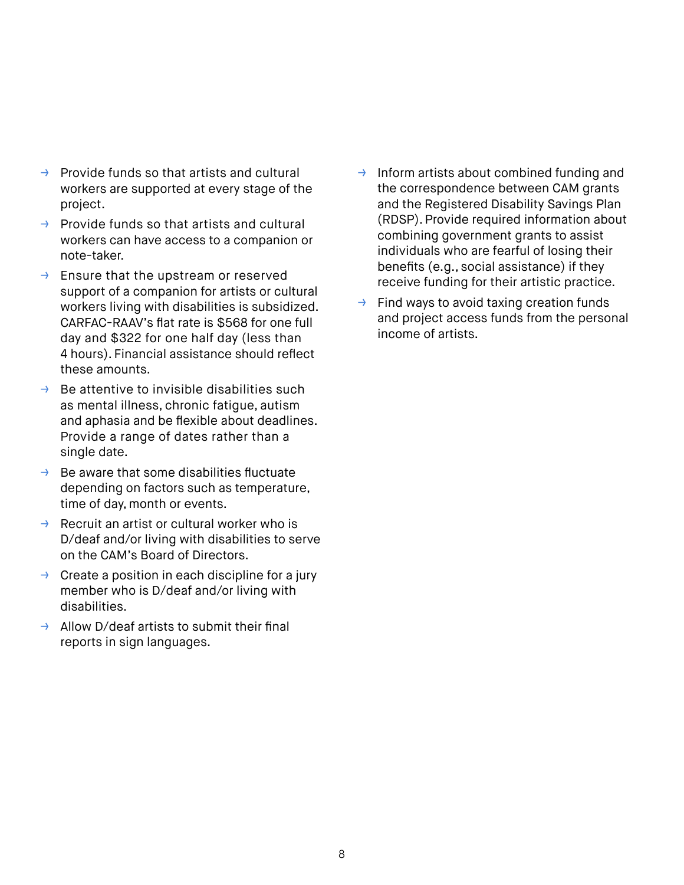- Provide funds so that artists and cultural workers are supported at every stage of the project.
- Provide funds so that artists and cultural workers can have access to a companion or note-taker.
- Ensure that the upstream or reserved support of a companion for artists or cultural workers living with disabilities is subsidized. CARFAC-RAAV's flat rate is $568 for one full day and $322 for one half day (less than 4 hours). Financial assistance should reflect these amounts.
- Be attentive to invisible disabilities such as mental illness, chronic fatigue, autism and aphasia and be flexible about deadlines. Provide a range of dates rather than a single date.
- Be aware that some disabilities fluctuate depending on factors such as temperature, time of day, month or events.
- Recruit an artist or cultural worker who is D/deaf and/or living with disabilities to serve on the CAM's Board of Directors.
- Create a position in each discipline for a jury member who is D/deaf and/or living with disabilities.
- Allow D/deaf artists to submit their final reports in sign languages.
- Inform artists about combined funding and the correspondence between CAM grants and the Registered Disability Savings Plan (RDSP). Provide required information about combining government grants to assist individuals who are fearful of losing their benefits (e.g., social assistance) if they receive funding for their artistic practice.
- Find ways to avoid taxing creation funds and project access funds from the personal income of artists.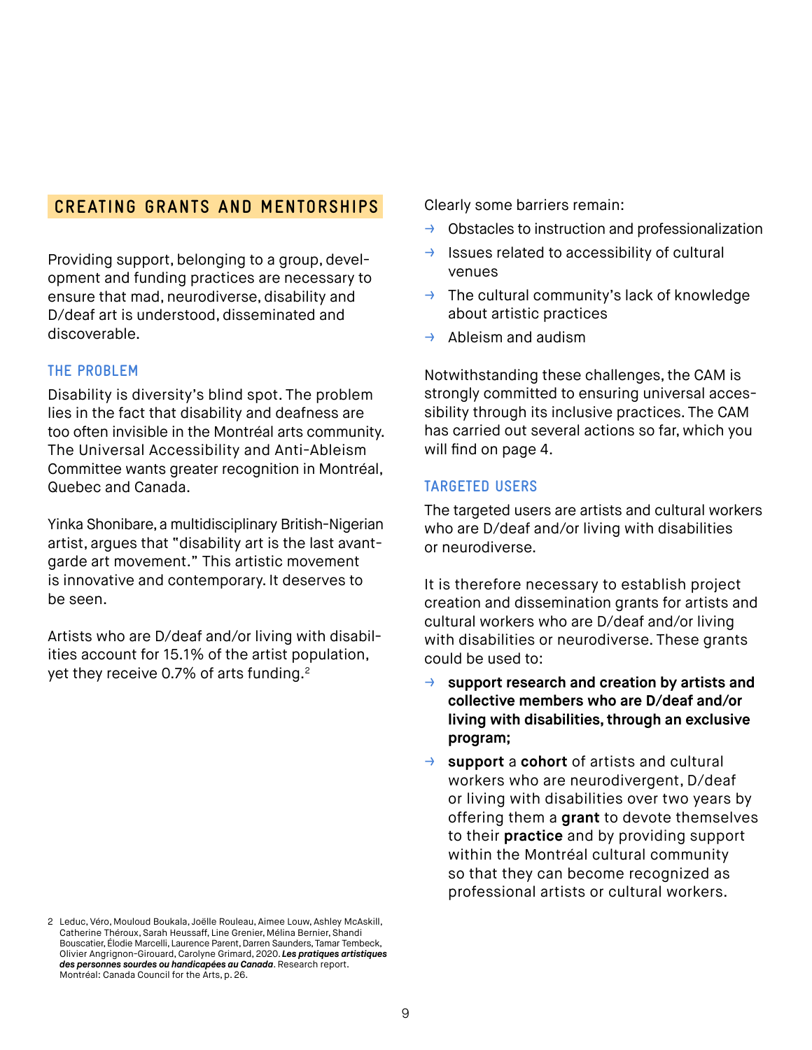## CREATING GRANTS AND MENTORSHIPS

Providing support, belonging to a group, development and funding practices are necessary to ensure that mad, neurodiverse, disability and D/deaf art is understood, disseminated and discoverable.

### THE PROBLEM

Disability is diversity's blind spot. The problem lies in the fact that disability and deafness are too often invisible in the Montréal arts community. The Universal Accessibility and Anti-Ableism Committee wants greater recognition in Montréal, Quebec and Canada.

Yinka Shonibare, a multidisciplinary British-Nigerian artist, argues that "disability art is the last avant-garde art movement." This artistic movement is innovative and contemporary. It deserves to be seen.

Artists who are D/deaf and/or living with disabilities account for 15.1% of the artist population, yet they receive 0.7% of arts funding.[2]

Clearly some barriers remain:

- Obstacles to instruction and professionalization
- Issues related to accessibility of cultural venues
- The cultural community's lack of knowledge about artistic practices
- Ableism and audism

Notwithstanding these challenges, the CAM is strongly committed to ensuring universal accessibility through its inclusive practices. The CAM has carried out several actions so far, which you will find on page 4.

### TARGETED USERS

The targeted users are artists and cultural workers who are D/deaf and/or living with disabilities or neurodiverse.

It is therefore necessary to establish project creation and dissemination grants for artists and cultural workers who are D/deaf and/or living with disabilities or neurodiverse. These grants could be used to:

- **support research and creation by artists and collective members who are D/deaf and/or living with disabilities, through an exclusive program;**
- **support** a **cohort** of artists and cultural workers who are neurodivergent, D/deaf or living with disabilities over two years by offering them a **grant** to devote themselves to their **practice** and by providing support within the Montréal cultural community so that they can become recognized as professional artists or cultural workers.

2 Leduc, Véro, Mouloud Boukala, Joëlle Rouleau, Aimee Louw, Ashley McAskill, Catherine Théroux, Sarah Heussaff, Line Grenier, Mélina Bernier, Shandi Bouscatier, Élodie Marcelli, Laurence Parent, Darren Saunders, Tamar Tembeck, Olivier Angrignon-Girouard, Carolyne Grimard, 2020. ***Les pratiques artistiques des personnes sourdes ou handicapées au Canada***. Research report. Montréal: Canada Council for the Arts, p. 26.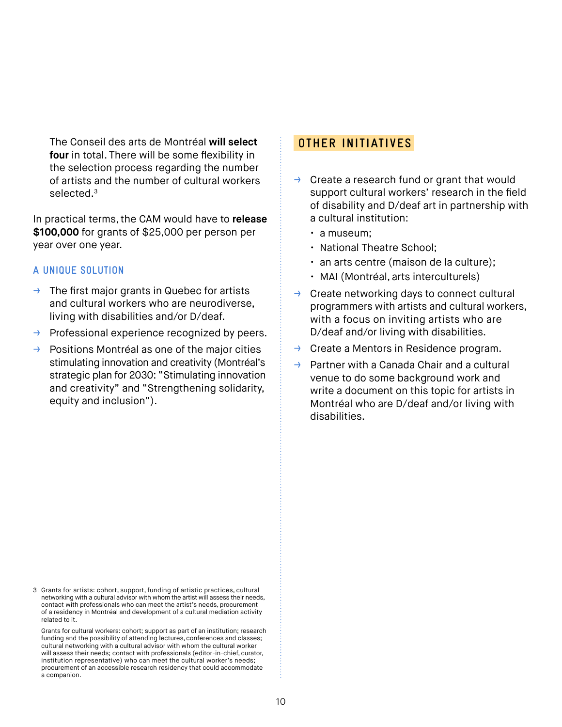The Conseil des arts de Montréal **will select four** in total. There will be some flexibility in the selection process regarding the number of artists and the number of cultural workers selected.[3]

In practical terms, the CAM would have to **release $100,000** for grants of $25,000 per person per year over one year.

### A UNIQUE SOLUTION

- The first major grants in Quebec for artists and cultural workers who are neurodiverse, living with disabilities and/or D/deaf.
- Professional experience recognized by peers.
- Positions Montréal as one of the major cities stimulating innovation and creativity (Montréal's strategic plan for 2030: "Stimulating innovation and creativity" and "Strengthening solidarity, equity and inclusion").

## OTHER INITIATIVES

- Create a research fund or grant that would support cultural workers' research in the field of disability and D/deaf art in partnership with a cultural institution:
  - a museum;
  - National Theatre School;
  - an arts centre (maison de la culture);
  - MAI (Montréal, arts interculturels)
- Create networking days to connect cultural programmers with artists and cultural workers, with a focus on inviting artists who are D/deaf and/or living with disabilities.
- Create a Mentors in Residence program.
- Partner with a Canada Chair and a cultural venue to do some background work and write a document on this topic for artists in Montréal who are D/deaf and/or living with disabilities.

---

3 Grants for artists: cohort, support, funding of artistic practices, cultural networking with a cultural advisor with whom the artist will assess their needs, contact with professionals who can meet the artist's needs, procurement of a residency in Montréal and development of a cultural mediation activity related to it.

Grants for cultural workers: cohort; support as part of an institution; research funding and the possibility of attending lectures, conferences and classes; cultural networking with a cultural advisor with whom the cultural worker will assess their needs; contact with professionals (editor-in-chief, curator, institution representative) who can meet the cultural worker's needs; procurement of an accessible research residency that could accommodate a companion.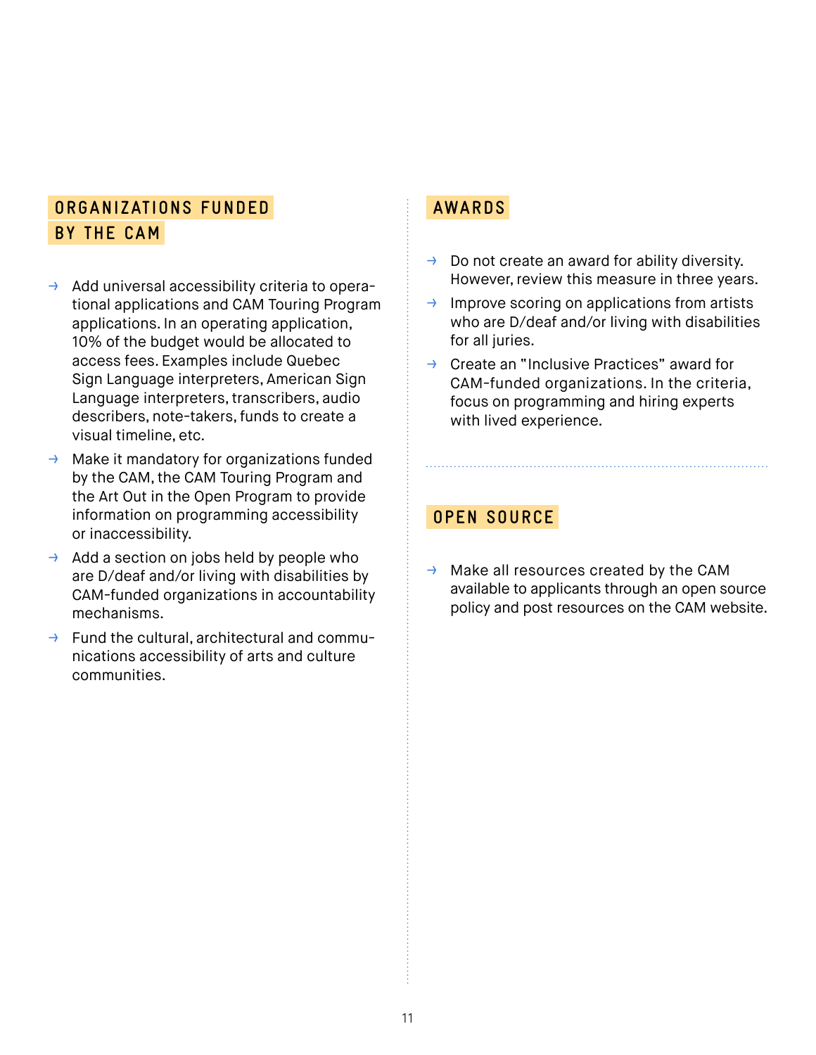## ORGANIZATIONS FUNDED BY THE CAM

- Add universal accessibility criteria to operational applications and CAM Touring Program applications. In an operating application, 10% of the budget would be allocated to access fees. Examples include Quebec Sign Language interpreters, American Sign Language interpreters, transcribers, audio describers, note-takers, funds to create a visual timeline, etc.
- Make it mandatory for organizations funded by the CAM, the CAM Touring Program and the Art Out in the Open Program to provide information on programming accessibility or inaccessibility.
- Add a section on jobs held by people who are D/deaf and/or living with disabilities by CAM-funded organizations in accountability mechanisms.
- Fund the cultural, architectural and communications accessibility of arts and culture communities.

## AWARDS

- Do not create an award for ability diversity. However, review this measure in three years.
- Improve scoring on applications from artists who are D/deaf and/or living with disabilities for all juries.
- Create an "Inclusive Practices" award for CAM-funded organizations. In the criteria, focus on programming and hiring experts with lived experience.

## OPEN SOURCE

- Make all resources created by the CAM available to applicants through an open source policy and post resources on the CAM website.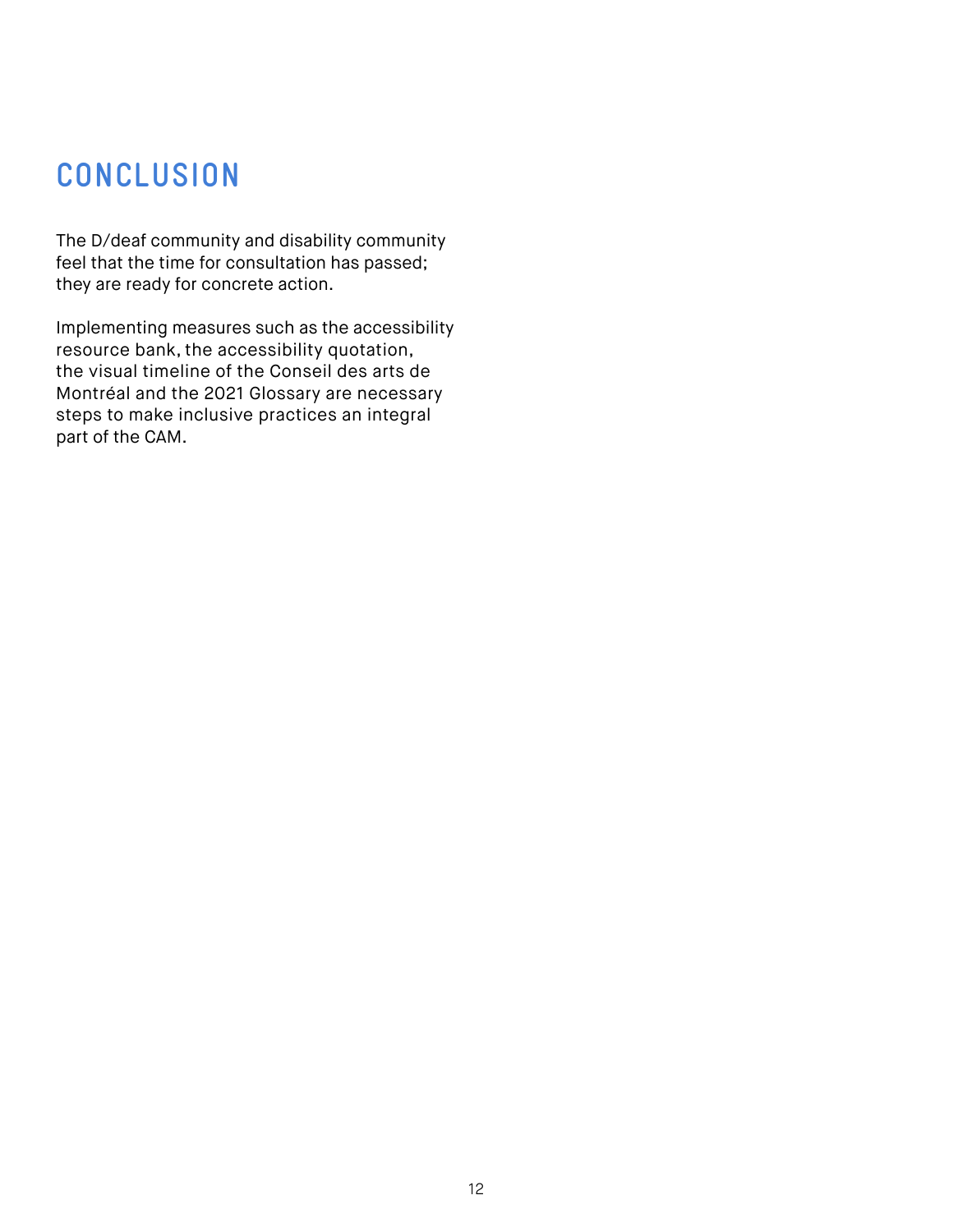# CONCLUSION

The D/deaf community and disability community feel that the time for consultation has passed; they are ready for concrete action.

Implementing measures such as the accessibility resource bank, the accessibility quotation, the visual timeline of the Conseil des arts de Montréal and the 2021 Glossary are necessary steps to make inclusive practices an integral part of the CAM.